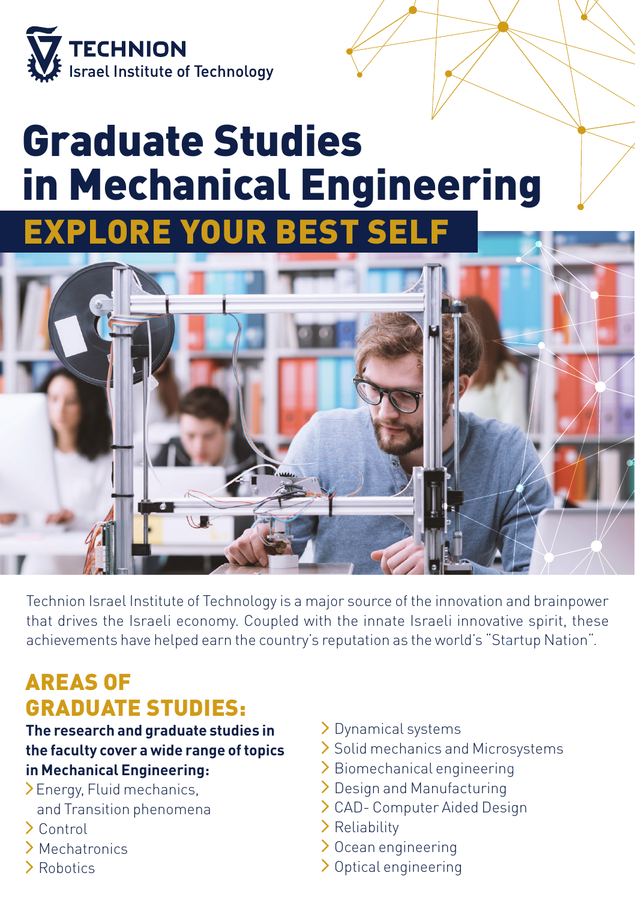**TECHNION**
Israel Institute of Technology

# Graduate Studies in Mechanical Engineering

## EXPLORE YOUR BEST SELF

Technion Israel Institute of Technology is a major source of the innovation and brainpower that drives the Israeli economy. Coupled with the innate Israeli innovative spirit, these achievements have helped earn the country's reputation as the world's "Startup Nation".

## AREAS OF GRADUATE STUDIES:

**The research and graduate studies in the faculty cover a wide range of topics in Mechanical Engineering:**

- Energy, Fluid mechanics, and Transition phenomena
- Control
- Mechatronics
- Robotics
- Dynamical systems
- Solid mechanics and Microsystems
- Biomechanical engineering
- Design and Manufacturing
- CAD- Computer Aided Design
- Reliability
- Ocean engineering
- Optical engineering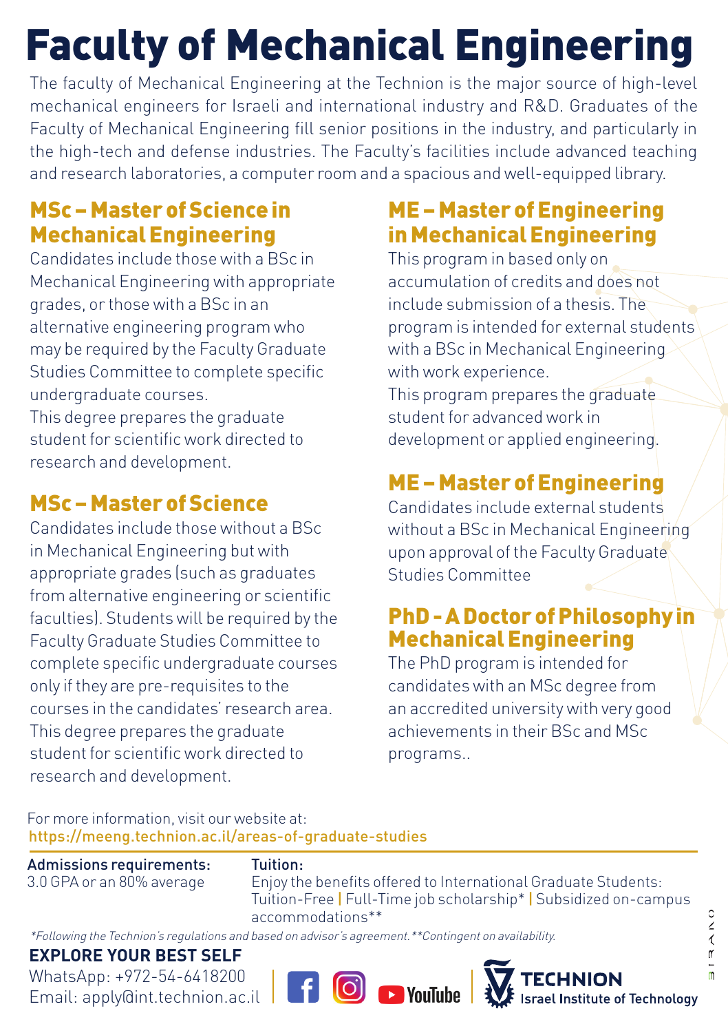# Faculty of Mechanical Engineering

The faculty of Mechanical Engineering at the Technion is the major source of high-level mechanical engineers for Israeli and international industry and R&D. Graduates of the Faculty of Mechanical Engineering fill senior positions in the industry, and particularly in the high-tech and defense industries. The Faculty's facilities include advanced teaching and research laboratories, a computer room and a spacious and well-equipped library.

## MSc – Master of Science in Mechanical Engineering

Candidates include those with a BSc in Mechanical Engineering with appropriate grades, or those with a BSc in an alternative engineering program who may be required by the Faculty Graduate Studies Committee to complete specific undergraduate courses.
This degree prepares the graduate student for scientific work directed to research and development.

## MSc – Master of Science

Candidates include those without a BSc in Mechanical Engineering but with appropriate grades (such as graduates from alternative engineering or scientific faculties). Students will be required by the Faculty Graduate Studies Committee to complete specific undergraduate courses only if they are pre-requisites to the courses in the candidates' research area.
This degree prepares the graduate student for scientific work directed to research and development.

## ME – Master of Engineering in Mechanical Engineering

This program in based only on accumulation of credits and does not include submission of a thesis. The program is intended for external students with a BSc in Mechanical Engineering with work experience.
This program prepares the graduate student for advanced work in development or applied engineering.

## ME – Master of Engineering

Candidates include external students without a BSc in Mechanical Engineering upon approval of the Faculty Graduate Studies Committee

## PhD - A Doctor of Philosophy in Mechanical Engineering

The PhD program is intended for candidates with an MSc degree from an accredited university with very good achievements in their BSc and MSc programs..

For more information, visit our website at:
https://meeng.technion.ac.il/areas-of-graduate-studies

**Admissions requirements:**
3.0 GPA or an 80% average

**Tuition:**
Enjoy the benefits offered to International Graduate Students:
Tuition-Free | Full-Time job scholarship* | Subsidized on-campus accommodations**

*\*Following the Technion's regulations and based on advisor's agreement. \*\*Contingent on availability.*

**EXPLORE YOUR BEST SELF**
WhatsApp: +972-54-6418200
Email: apply@int.technion.ac.il

TECHNION
Israel Institute of Technology